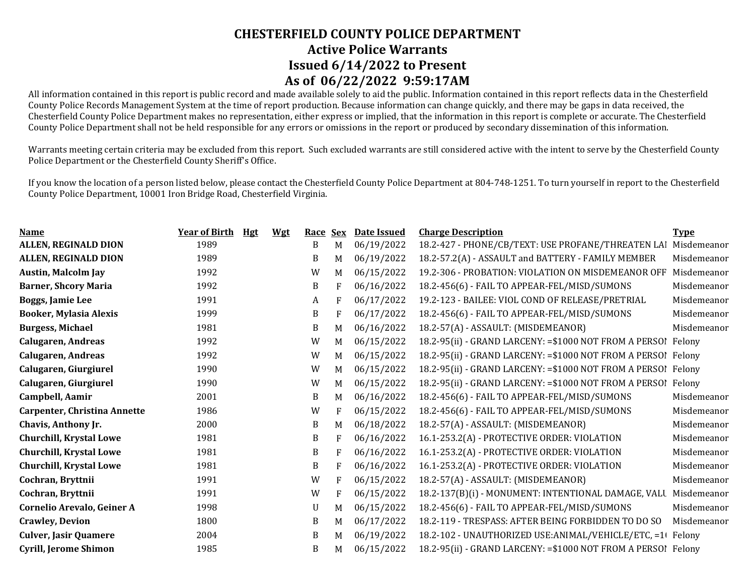# CHESTERFIELD COUNTY POLICE DEPARTMENT
## Active Police Warrants
## Issued 6/14/2022 to Present
## As of 06/22/2022 9:59:17AM

All information contained in this report is public record and made available solely to aid the public. Information contained in this report reflects data in the Chesterfield County Police Records Management System at the time of report production. Because information can change quickly, and there may be gaps in data received, the Chesterfield County Police Department makes no representation, either express or implied, that the information in this report is complete or accurate. The Chesterfield County Police Department shall not be held responsible for any errors or omissions in the report or produced by secondary dissemination of this information.

Warrants meeting certain criteria may be excluded from this report. Such excluded warrants are still considered active with the intent to serve by the Chesterfield County Police Department or the Chesterfield County Sheriff's Office.

If you know the location of a person listed below, please contact the Chesterfield County Police Department at 804-748-1251. To turn yourself in report to the Chesterfield County Police Department, 10001 Iron Bridge Road, Chesterfield Virginia.

| Name | Year of Birth | Hgt | Wgt | Race | Sex | Date Issued | Charge Description | Type |
|---|---|---|---|---|---|---|---|---|
| **ALLEN, REGINALD DION** | 1989 | | | B | M | 06/19/2022 | 18.2-427 - PHONE/CB/TEXT: USE PROFANE/THREATEN LAI | Misdemeanor |
| **ALLEN, REGINALD DION** | 1989 | | | B | M | 06/19/2022 | 18.2-57.2(A) - ASSAULT and BATTERY - FAMILY MEMBER | Misdemeanor |
| **Austin, Malcolm Jay** | 1992 | | | W | M | 06/15/2022 | 19.2-306 - PROBATION: VIOLATION ON MISDEMEANOR OFF | Misdemeanor |
| **Barner, Shcory Maria** | 1992 | | | B | F | 06/16/2022 | 18.2-456(6) - FAIL TO APPEAR-FEL/MISD/SUMONS | Misdemeanor |
| **Boggs, Jamie Lee** | 1991 | | | A | F | 06/17/2022 | 19.2-123 - BAILEE: VIOL COND OF RELEASE/PRETRIAL | Misdemeanor |
| **Booker, Mylasia Alexis** | 1999 | | | B | F | 06/17/2022 | 18.2-456(6) - FAIL TO APPEAR-FEL/MISD/SUMONS | Misdemeanor |
| **Burgess, Michael** | 1981 | | | B | M | 06/16/2022 | 18.2-57(A) - ASSAULT: (MISDEMEANOR) | Misdemeanor |
| **Calugaren, Andreas** | 1992 | | | W | M | 06/15/2022 | 18.2-95(ii) - GRAND LARCENY: =$1000 NOT FROM A PERSOI | Felony |
| **Calugaren, Andreas** | 1992 | | | W | M | 06/15/2022 | 18.2-95(ii) - GRAND LARCENY: =$1000 NOT FROM A PERSOI | Felony |
| **Calugaren, Giurgiurel** | 1990 | | | W | M | 06/15/2022 | 18.2-95(ii) - GRAND LARCENY: =$1000 NOT FROM A PERSOI | Felony |
| **Calugaren, Giurgiurel** | 1990 | | | W | M | 06/15/2022 | 18.2-95(ii) - GRAND LARCENY: =$1000 NOT FROM A PERSOI | Felony |
| **Campbell, Aamir** | 2001 | | | B | M | 06/16/2022 | 18.2-456(6) - FAIL TO APPEAR-FEL/MISD/SUMONS | Misdemeanor |
| **Carpenter, Christina Annette** | 1986 | | | W | F | 06/15/2022 | 18.2-456(6) - FAIL TO APPEAR-FEL/MISD/SUMONS | Misdemeanor |
| **Chavis, Anthony Jr.** | 2000 | | | B | M | 06/18/2022 | 18.2-57(A) - ASSAULT: (MISDEMEANOR) | Misdemeanor |
| **Churchill, Krystal Lowe** | 1981 | | | B | F | 06/16/2022 | 16.1-253.2(A) - PROTECTIVE ORDER: VIOLATION | Misdemeanor |
| **Churchill, Krystal Lowe** | 1981 | | | B | F | 06/16/2022 | 16.1-253.2(A) - PROTECTIVE ORDER: VIOLATION | Misdemeanor |
| **Churchill, Krystal Lowe** | 1981 | | | B | F | 06/16/2022 | 16.1-253.2(A) - PROTECTIVE ORDER: VIOLATION | Misdemeanor |
| **Cochran, Bryttnii** | 1991 | | | W | F | 06/15/2022 | 18.2-57(A) - ASSAULT: (MISDEMEANOR) | Misdemeanor |
| **Cochran, Bryttnii** | 1991 | | | W | F | 06/15/2022 | 18.2-137(B)(i) - MONUMENT: INTENTIONAL DAMAGE, VALU | Misdemeanor |
| **Cornelio Arevalo, Geiner A** | 1998 | | | U | M | 06/15/2022 | 18.2-456(6) - FAIL TO APPEAR-FEL/MISD/SUMONS | Misdemeanor |
| **Crawley, Devion** | 1800 | | | B | M | 06/17/2022 | 18.2-119 - TRESPASS: AFTER BEING FORBIDDEN TO DO SO | Misdemeanor |
| **Culver, Jasir Quamere** | 2004 | | | B | M | 06/19/2022 | 18.2-102 - UNAUTHORIZED USE:ANIMAL/VEHICLE/ETC, =1( | Felony |
| **Cyrill, Jerome Shimon** | 1985 | | | B | M | 06/15/2022 | 18.2-95(ii) - GRAND LARCENY: =$1000 NOT FROM A PERSOI | Felony |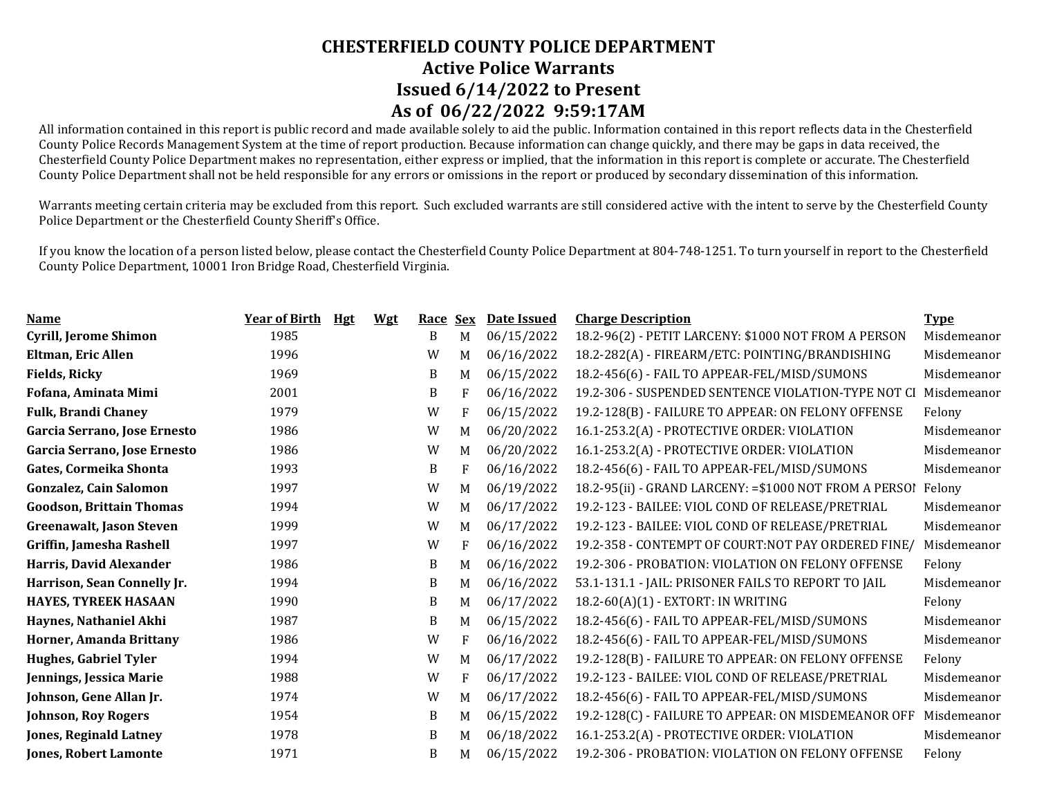# CHESTERFIELD COUNTY POLICE DEPARTMENT
## Active Police Warrants
## Issued 6/14/2022 to Present
## As of 06/22/2022 9:59:17AM

All information contained in this report is public record and made available solely to aid the public. Information contained in this report reflects data in the Chesterfield County Police Records Management System at the time of report production. Because information can change quickly, and there may be gaps in data received, the Chesterfield County Police Department makes no representation, either express or implied, that the information in this report is complete or accurate. The Chesterfield County Police Department shall not be held responsible for any errors or omissions in the report or produced by secondary dissemination of this information.

Warrants meeting certain criteria may be excluded from this report. Such excluded warrants are still considered active with the intent to serve by the Chesterfield County Police Department or the Chesterfield County Sheriff's Office.

If you know the location of a person listed below, please contact the Chesterfield County Police Department at 804-748-1251. To turn yourself in report to the Chesterfield County Police Department, 10001 Iron Bridge Road, Chesterfield Virginia.

| Name | Year of Birth | Hgt | Wgt | Race | Sex | Date Issued | Charge Description | Type |
|---|---|---|---|---|---|---|---|---|
| **Cyrill, Jerome Shimon** | 1985 | | | B | M | 06/15/2022 | 18.2-96(2) - PETIT LARCENY: $1000 NOT FROM A PERSON | Misdemeanor |
| **Eltman, Eric Allen** | 1996 | | | W | M | 06/16/2022 | 18.2-282(A) - FIREARM/ETC: POINTING/BRANDISHING | Misdemeanor |
| **Fields, Ricky** | 1969 | | | B | M | 06/15/2022 | 18.2-456(6) - FAIL TO APPEAR-FEL/MISD/SUMONS | Misdemeanor |
| **Fofana, Aminata Mimi** | 2001 | | | B | F | 06/16/2022 | 19.2-306 - SUSPENDED SENTENCE VIOLATION-TYPE NOT CI | Misdemeanor |
| **Fulk, Brandi Chaney** | 1979 | | | W | F | 06/15/2022 | 19.2-128(B) - FAILURE TO APPEAR: ON FELONY OFFENSE | Felony |
| **Garcia Serrano, Jose Ernesto** | 1986 | | | W | M | 06/20/2022 | 16.1-253.2(A) - PROTECTIVE ORDER: VIOLATION | Misdemeanor |
| **Garcia Serrano, Jose Ernesto** | 1986 | | | W | M | 06/20/2022 | 16.1-253.2(A) - PROTECTIVE ORDER: VIOLATION | Misdemeanor |
| **Gates, Cormeika Shonta** | 1993 | | | B | F | 06/16/2022 | 18.2-456(6) - FAIL TO APPEAR-FEL/MISD/SUMONS | Misdemeanor |
| **Gonzalez, Cain Salomon** | 1997 | | | W | M | 06/19/2022 | 18.2-95(ii) - GRAND LARCENY: =$1000 NOT FROM A PERSOI | Felony |
| **Goodson, Brittain Thomas** | 1994 | | | W | M | 06/17/2022 | 19.2-123 - BAILEE: VIOL COND OF RELEASE/PRETRIAL | Misdemeanor |
| **Greenawalt, Jason Steven** | 1999 | | | W | M | 06/17/2022 | 19.2-123 - BAILEE: VIOL COND OF RELEASE/PRETRIAL | Misdemeanor |
| **Griffin, Jamesha Rashell** | 1997 | | | W | F | 06/16/2022 | 19.2-358 - CONTEMPT OF COURT:NOT PAY ORDERED FINE/ | Misdemeanor |
| **Harris, David Alexander** | 1986 | | | B | M | 06/16/2022 | 19.2-306 - PROBATION: VIOLATION ON FELONY OFFENSE | Felony |
| **Harrison, Sean Connelly Jr.** | 1994 | | | B | M | 06/16/2022 | 53.1-131.1 - JAIL: PRISONER FAILS TO REPORT TO JAIL | Misdemeanor |
| **HAYES, TYREEK HASAAN** | 1990 | | | B | M | 06/17/2022 | 18.2-60(A)(1) - EXTORT: IN WRITING | Felony |
| **Haynes, Nathaniel Akhi** | 1987 | | | B | M | 06/15/2022 | 18.2-456(6) - FAIL TO APPEAR-FEL/MISD/SUMONS | Misdemeanor |
| **Horner, Amanda Brittany** | 1986 | | | W | F | 06/16/2022 | 18.2-456(6) - FAIL TO APPEAR-FEL/MISD/SUMONS | Misdemeanor |
| **Hughes, Gabriel Tyler** | 1994 | | | W | M | 06/17/2022 | 19.2-128(B) - FAILURE TO APPEAR: ON FELONY OFFENSE | Felony |
| **Jennings, Jessica Marie** | 1988 | | | W | F | 06/17/2022 | 19.2-123 - BAILEE: VIOL COND OF RELEASE/PRETRIAL | Misdemeanor |
| **Johnson, Gene Allan Jr.** | 1974 | | | W | M | 06/17/2022 | 18.2-456(6) - FAIL TO APPEAR-FEL/MISD/SUMONS | Misdemeanor |
| **Johnson, Roy Rogers** | 1954 | | | B | M | 06/15/2022 | 19.2-128(C) - FAILURE TO APPEAR: ON MISDEMEANOR OFF | Misdemeanor |
| **Jones, Reginald Latney** | 1978 | | | B | M | 06/18/2022 | 16.1-253.2(A) - PROTECTIVE ORDER: VIOLATION | Misdemeanor |
| **Jones, Robert Lamonte** | 1971 | | | B | M | 06/15/2022 | 19.2-306 - PROBATION: VIOLATION ON FELONY OFFENSE | Felony |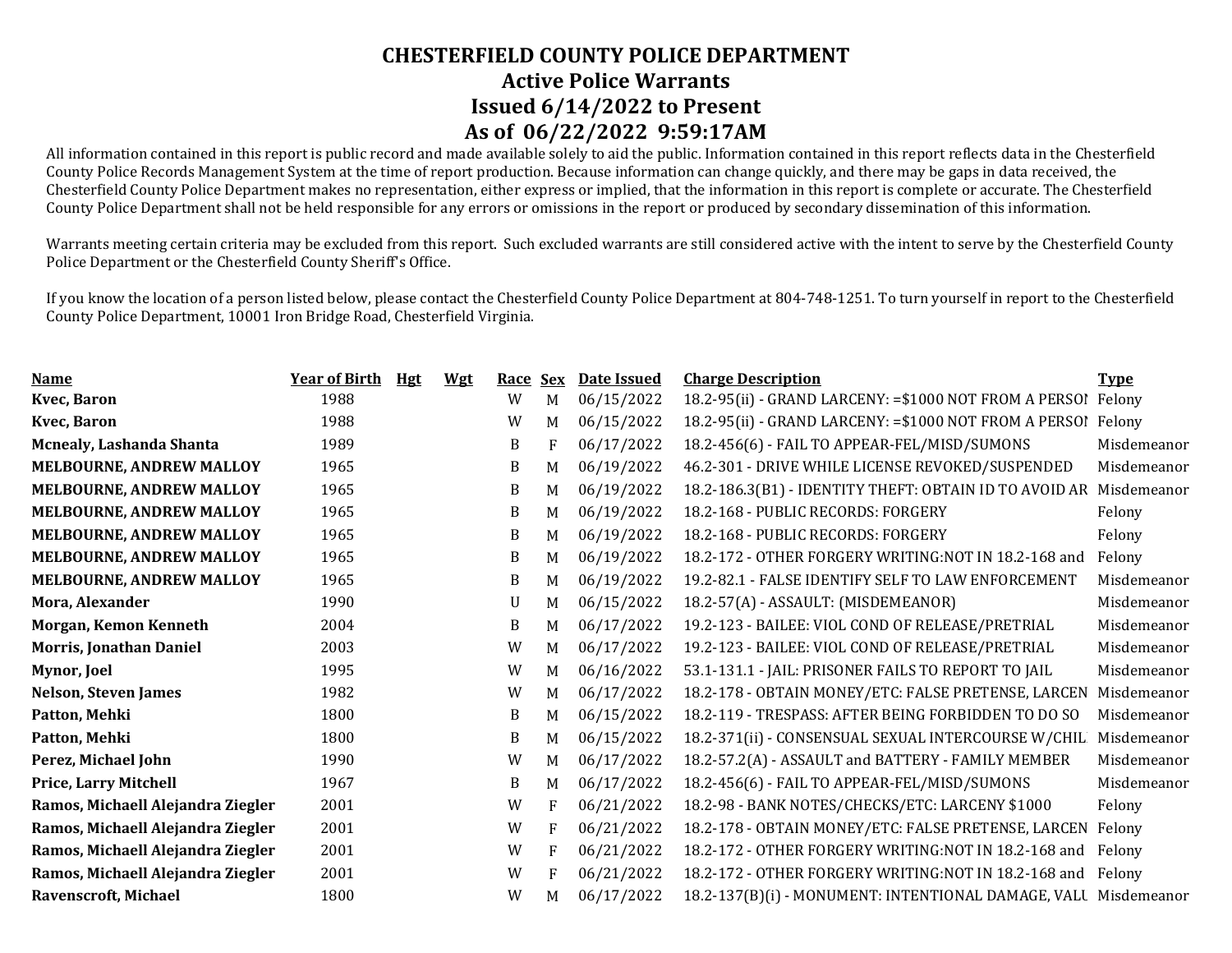# CHESTERFIELD COUNTY POLICE DEPARTMENT
## Active Police Warrants
## Issued 6/14/2022 to Present
## As of 06/22/2022 9:59:17AM

All information contained in this report is public record and made available solely to aid the public. Information contained in this report reflects data in the Chesterfield County Police Records Management System at the time of report production. Because information can change quickly, and there may be gaps in data received, the Chesterfield County Police Department makes no representation, either express or implied, that the information in this report is complete or accurate. The Chesterfield County Police Department shall not be held responsible for any errors or omissions in the report or produced by secondary dissemination of this information.

Warrants meeting certain criteria may be excluded from this report. Such excluded warrants are still considered active with the intent to serve by the Chesterfield County Police Department or the Chesterfield County Sheriff's Office.

If you know the location of a person listed below, please contact the Chesterfield County Police Department at 804-748-1251. To turn yourself in report to the Chesterfield County Police Department, 10001 Iron Bridge Road, Chesterfield Virginia.

| Name | Year of Birth | Hgt | Wgt | Race | Sex | Date Issued | Charge Description | Type |
|---|---|---|---|---|---|---|---|---|
| **Kvec, Baron** | 1988 | | | W | M | 06/15/2022 | 18.2-95(ii) - GRAND LARCENY: =$1000 NOT FROM A PERSON | Felony |
| **Kvec, Baron** | 1988 | | | W | M | 06/15/2022 | 18.2-95(ii) - GRAND LARCENY: =$1000 NOT FROM A PERSON | Felony |
| **Mcnealy, Lashanda Shanta** | 1989 | | | B | F | 06/17/2022 | 18.2-456(6) - FAIL TO APPEAR-FEL/MISD/SUMONS | Misdemeanor |
| **MELBOURNE, ANDREW MALLOY** | 1965 | | | B | M | 06/19/2022 | 46.2-301 - DRIVE WHILE LICENSE REVOKED/SUSPENDED | Misdemeanor |
| **MELBOURNE, ANDREW MALLOY** | 1965 | | | B | M | 06/19/2022 | 18.2-186.3(B1) - IDENTITY THEFT: OBTAIN ID TO AVOID AR | Misdemeanor |
| **MELBOURNE, ANDREW MALLOY** | 1965 | | | B | M | 06/19/2022 | 18.2-168 - PUBLIC RECORDS: FORGERY | Felony |
| **MELBOURNE, ANDREW MALLOY** | 1965 | | | B | M | 06/19/2022 | 18.2-168 - PUBLIC RECORDS: FORGERY | Felony |
| **MELBOURNE, ANDREW MALLOY** | 1965 | | | B | M | 06/19/2022 | 18.2-172 - OTHER FORGERY WRITING:NOT IN 18.2-168 and | Felony |
| **MELBOURNE, ANDREW MALLOY** | 1965 | | | B | M | 06/19/2022 | 19.2-82.1 - FALSE IDENTIFY SELF TO LAW ENFORCEMENT | Misdemeanor |
| **Mora, Alexander** | 1990 | | | U | M | 06/15/2022 | 18.2-57(A) - ASSAULT: (MISDEMEANOR) | Misdemeanor |
| **Morgan, Kemon Kenneth** | 2004 | | | B | M | 06/17/2022 | 19.2-123 - BAILEE: VIOL COND OF RELEASE/PRETRIAL | Misdemeanor |
| **Morris, Jonathan Daniel** | 2003 | | | W | M | 06/17/2022 | 19.2-123 - BAILEE: VIOL COND OF RELEASE/PRETRIAL | Misdemeanor |
| **Mynor, Joel** | 1995 | | | W | M | 06/16/2022 | 53.1-131.1 - JAIL: PRISONER FAILS TO REPORT TO JAIL | Misdemeanor |
| **Nelson, Steven James** | 1982 | | | W | M | 06/17/2022 | 18.2-178 - OBTAIN MONEY/ETC: FALSE PRETENSE, LARCEN | Misdemeanor |
| **Patton, Mehki** | 1800 | | | B | M | 06/15/2022 | 18.2-119 - TRESPASS: AFTER BEING FORBIDDEN TO DO SO | Misdemeanor |
| **Patton, Mehki** | 1800 | | | B | M | 06/15/2022 | 18.2-371(ii) - CONSENSUAL SEXUAL INTERCOURSE W/CHIL | Misdemeanor |
| **Perez, Michael John** | 1990 | | | W | M | 06/17/2022 | 18.2-57.2(A) - ASSAULT and BATTERY - FAMILY MEMBER | Misdemeanor |
| **Price, Larry Mitchell** | 1967 | | | B | M | 06/17/2022 | 18.2-456(6) - FAIL TO APPEAR-FEL/MISD/SUMONS | Misdemeanor |
| **Ramos, Michaell Alejandra Ziegler** | 2001 | | | W | F | 06/21/2022 | 18.2-98 - BANK NOTES/CHECKS/ETC: LARCENY $1000 | Felony |
| **Ramos, Michaell Alejandra Ziegler** | 2001 | | | W | F | 06/21/2022 | 18.2-178 - OBTAIN MONEY/ETC: FALSE PRETENSE, LARCEN | Felony |
| **Ramos, Michaell Alejandra Ziegler** | 2001 | | | W | F | 06/21/2022 | 18.2-172 - OTHER FORGERY WRITING:NOT IN 18.2-168 and | Felony |
| **Ramos, Michaell Alejandra Ziegler** | 2001 | | | W | F | 06/21/2022 | 18.2-172 - OTHER FORGERY WRITING:NOT IN 18.2-168 and | Felony |
| **Ravenscroft, Michael** | 1800 | | | W | M | 06/17/2022 | 18.2-137(B)(i) - MONUMENT: INTENTIONAL DAMAGE, VALU | Misdemeanor |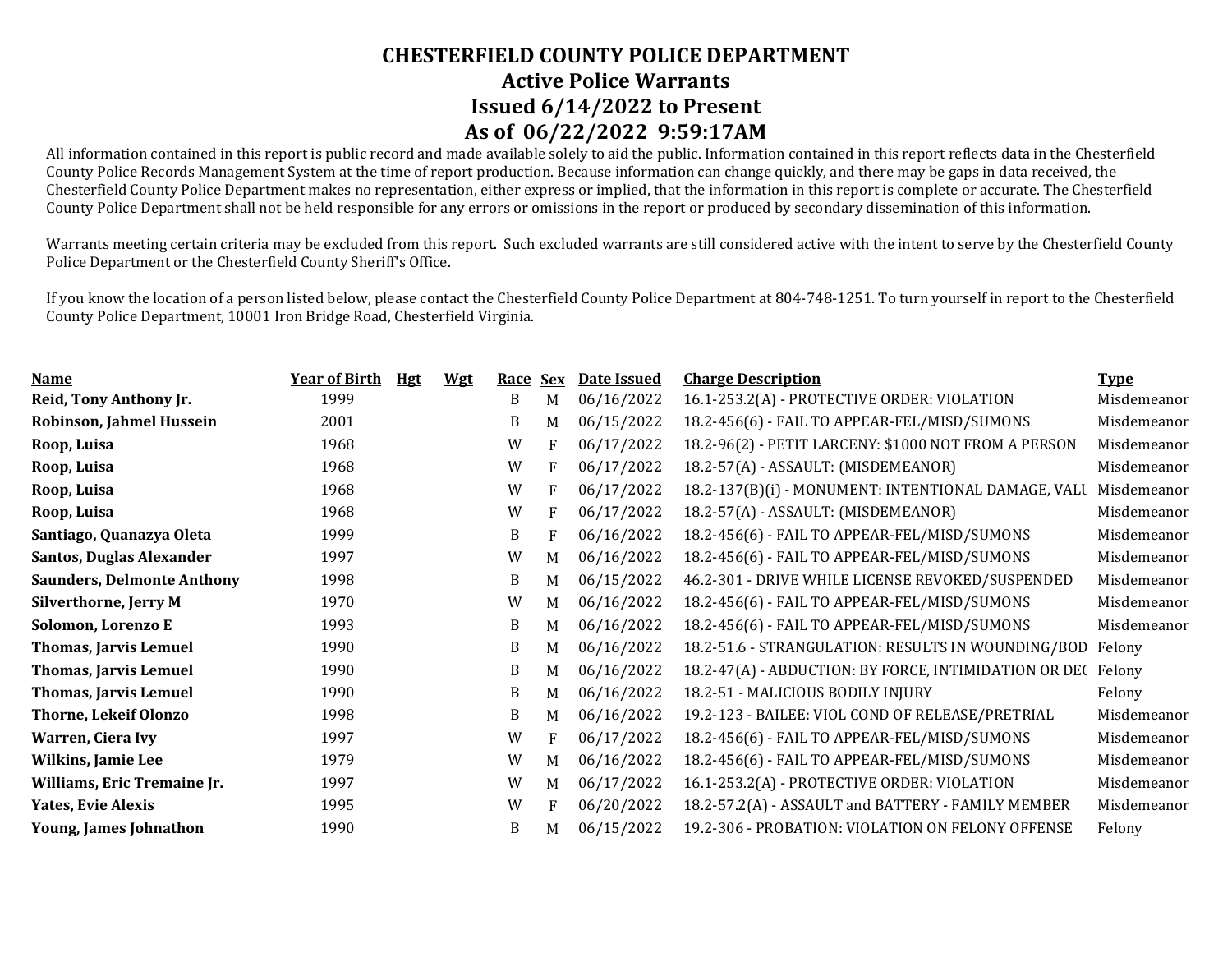# CHESTERFIELD COUNTY POLICE DEPARTMENT
## Active Police Warrants
## Issued 6/14/2022 to Present
## As of 06/22/2022 9:59:17AM

All information contained in this report is public record and made available solely to aid the public. Information contained in this report reflects data in the Chesterfield County Police Records Management System at the time of report production. Because information can change quickly, and there may be gaps in data received, the Chesterfield County Police Department makes no representation, either express or implied, that the information in this report is complete or accurate. The Chesterfield County Police Department shall not be held responsible for any errors or omissions in the report or produced by secondary dissemination of this information.

Warrants meeting certain criteria may be excluded from this report. Such excluded warrants are still considered active with the intent to serve by the Chesterfield County Police Department or the Chesterfield County Sheriff's Office.

If you know the location of a person listed below, please contact the Chesterfield County Police Department at 804-748-1251. To turn yourself in report to the Chesterfield County Police Department, 10001 Iron Bridge Road, Chesterfield Virginia.

| Name | Year of Birth | Hgt | Wgt | Race | Sex | Date Issued | Charge Description | Type |
|---|---|---|---|---|---|---|---|---|
| **Reid, Tony Anthony Jr.** | 1999 | | | B | M | 06/16/2022 | 16.1-253.2(A) - PROTECTIVE ORDER: VIOLATION | Misdemeanor |
| **Robinson, Jahmel Hussein** | 2001 | | | B | M | 06/15/2022 | 18.2-456(6) - FAIL TO APPEAR-FEL/MISD/SUMONS | Misdemeanor |
| **Roop, Luisa** | 1968 | | | W | F | 06/17/2022 | 18.2-96(2) - PETIT LARCENY: $1000 NOT FROM A PERSON | Misdemeanor |
| **Roop, Luisa** | 1968 | | | W | F | 06/17/2022 | 18.2-57(A) - ASSAULT: (MISDEMEANOR) | Misdemeanor |
| **Roop, Luisa** | 1968 | | | W | F | 06/17/2022 | 18.2-137(B)(i) - MONUMENT: INTENTIONAL DAMAGE, VALU | Misdemeanor |
| **Roop, Luisa** | 1968 | | | W | F | 06/17/2022 | 18.2-57(A) - ASSAULT: (MISDEMEANOR) | Misdemeanor |
| **Santiago, Quanazya Oleta** | 1999 | | | B | F | 06/16/2022 | 18.2-456(6) - FAIL TO APPEAR-FEL/MISD/SUMONS | Misdemeanor |
| **Santos, Duglas Alexander** | 1997 | | | W | M | 06/16/2022 | 18.2-456(6) - FAIL TO APPEAR-FEL/MISD/SUMONS | Misdemeanor |
| **Saunders, Delmonte Anthony** | 1998 | | | B | M | 06/15/2022 | 46.2-301 - DRIVE WHILE LICENSE REVOKED/SUSPENDED | Misdemeanor |
| **Silverthorne, Jerry M** | 1970 | | | W | M | 06/16/2022 | 18.2-456(6) - FAIL TO APPEAR-FEL/MISD/SUMONS | Misdemeanor |
| **Solomon, Lorenzo E** | 1993 | | | B | M | 06/16/2022 | 18.2-456(6) - FAIL TO APPEAR-FEL/MISD/SUMONS | Misdemeanor |
| **Thomas, Jarvis Lemuel** | 1990 | | | B | M | 06/16/2022 | 18.2-51.6 - STRANGULATION: RESULTS IN WOUNDING/BOD | Felony |
| **Thomas, Jarvis Lemuel** | 1990 | | | B | M | 06/16/2022 | 18.2-47(A) - ABDUCTION: BY FORCE, INTIMIDATION OR DEC | Felony |
| **Thomas, Jarvis Lemuel** | 1990 | | | B | M | 06/16/2022 | 18.2-51 - MALICIOUS BODILY INJURY | Felony |
| **Thorne, Lekeif Olonzo** | 1998 | | | B | M | 06/16/2022 | 19.2-123 - BAILEE: VIOL COND OF RELEASE/PRETRIAL | Misdemeanor |
| **Warren, Ciera Ivy** | 1997 | | | W | F | 06/17/2022 | 18.2-456(6) - FAIL TO APPEAR-FEL/MISD/SUMONS | Misdemeanor |
| **Wilkins, Jamie Lee** | 1979 | | | W | M | 06/16/2022 | 18.2-456(6) - FAIL TO APPEAR-FEL/MISD/SUMONS | Misdemeanor |
| **Williams, Eric Tremaine Jr.** | 1997 | | | W | M | 06/17/2022 | 16.1-253.2(A) - PROTECTIVE ORDER: VIOLATION | Misdemeanor |
| **Yates, Evie Alexis** | 1995 | | | W | F | 06/20/2022 | 18.2-57.2(A) - ASSAULT and BATTERY - FAMILY MEMBER | Misdemeanor |
| **Young, James Johnathon** | 1990 | | | B | M | 06/15/2022 | 19.2-306 - PROBATION: VIOLATION ON FELONY OFFENSE | Felony |